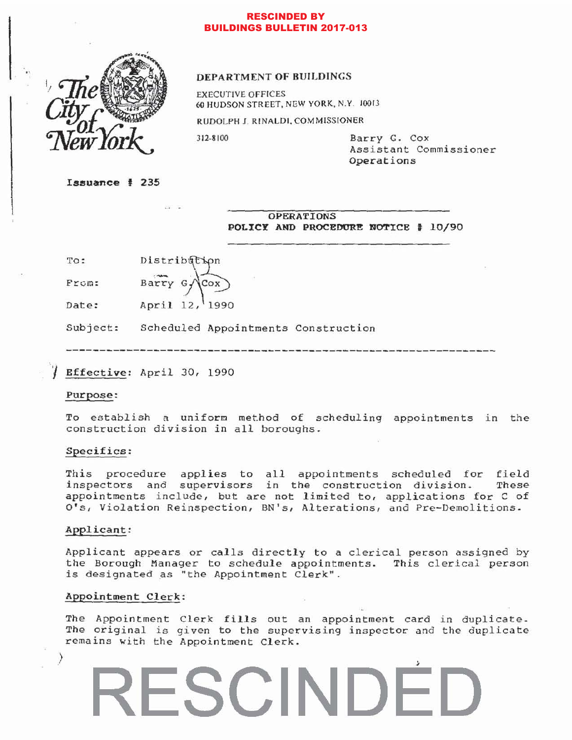**RESCINDED BY BUILDINGS BULLETIN 2017-013**

The City of New York

**DEPARTMENT OF BUILDINGS**

EXECUTIVE OFFICES
60 HUDSON STREET, NEW YORK, N.Y. 10013

RUDOLPH J. RINALDI, COMMISSIONER

312-8100

Barry G. Cox
Assistant Commissioner
Operations

**Issuance # 235**

OPERATIONS
**POLICY AND PROCEDURE NOTICE # 10/90**

To: Distribution

From: Barry G. Cox

Date: April 12, 1990

Subject: Scheduled Appointments Construction

---

**Effective**: April 30, 1990

**Purpose:**

To establish a uniform method of scheduling appointments in the construction division in all boroughs.

**Specifics:**

This procedure applies to all appointments scheduled for field inspectors and supervisors in the construction division. These appointments include, but are not limited to, applications for C of O's, Violation Reinspection, BN's, Alterations, and Pre-Demolitions.

**Applicant:**

Applicant appears or calls directly to a clerical person assigned by the Borough Manager to schedule appointments. This clerical person is designated as "the Appointment Clerk".

**Appointment Clerk:**

The Appointment Clerk fills out an appointment card in duplicate. The original is given to the supervising inspector and the duplicate remains with the Appointment Clerk.

RESCINDED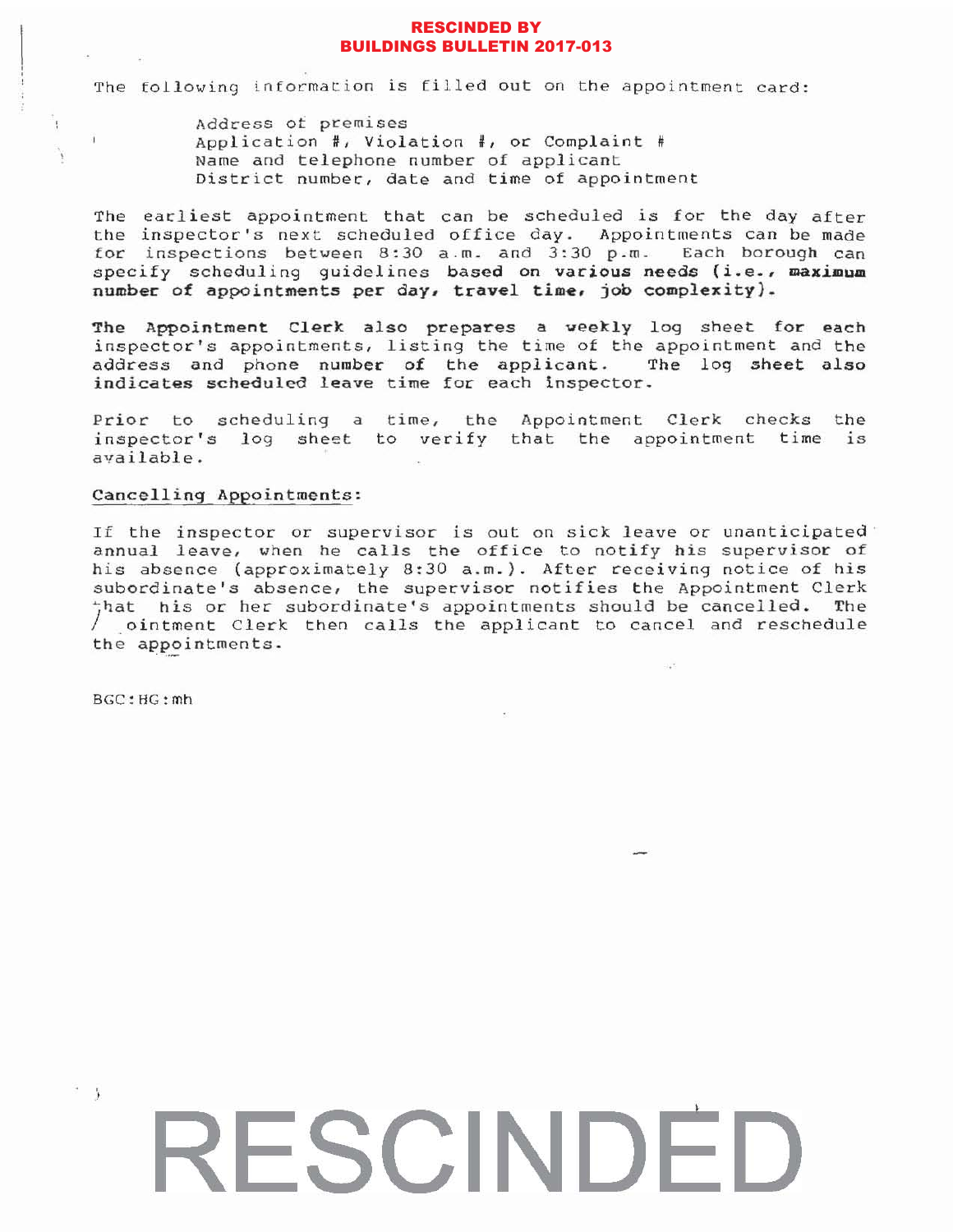**RESCINDED BY BUILDINGS BULLETIN 2017-013**

The following information is filled out on the appointment card:

- Address of premises
- Application #, Violation #, or Complaint #
- Name and telephone number of applicant
- District number, date and time of appointment

The earliest appointment that can be scheduled is for the day after the inspector's next scheduled office day. Appointments can be made for inspections between 8:30 a.m. and 3:30 p.m. Each borough can specify scheduling guidelines **based on various needs (i.e., maximum number of appointments per day, travel time, job complexity).**

**The Appointment Clerk also prepares a weekly log sheet for each inspector's appointments, listing the time of the appointment and the address and phone number of the applicant. The log sheet also indicates scheduled leave time for each inspector.**

Prior to scheduling a time, the Appointment Clerk checks the inspector's log sheet to verify that the appointment time is available.

## Cancelling Appointments:

If the inspector or supervisor is out on sick leave or unanticipated annual leave, when he calls the office to notify his supervisor of his absence (approximately 8:30 a.m.). After receiving notice of his subordinate's absence, the supervisor notifies the Appointment Clerk that his or her subordinate's appointments should be cancelled. The Appointment Clerk then calls the applicant to cancel and reschedule the appointments.

BGC:HG:mh

RESCINDED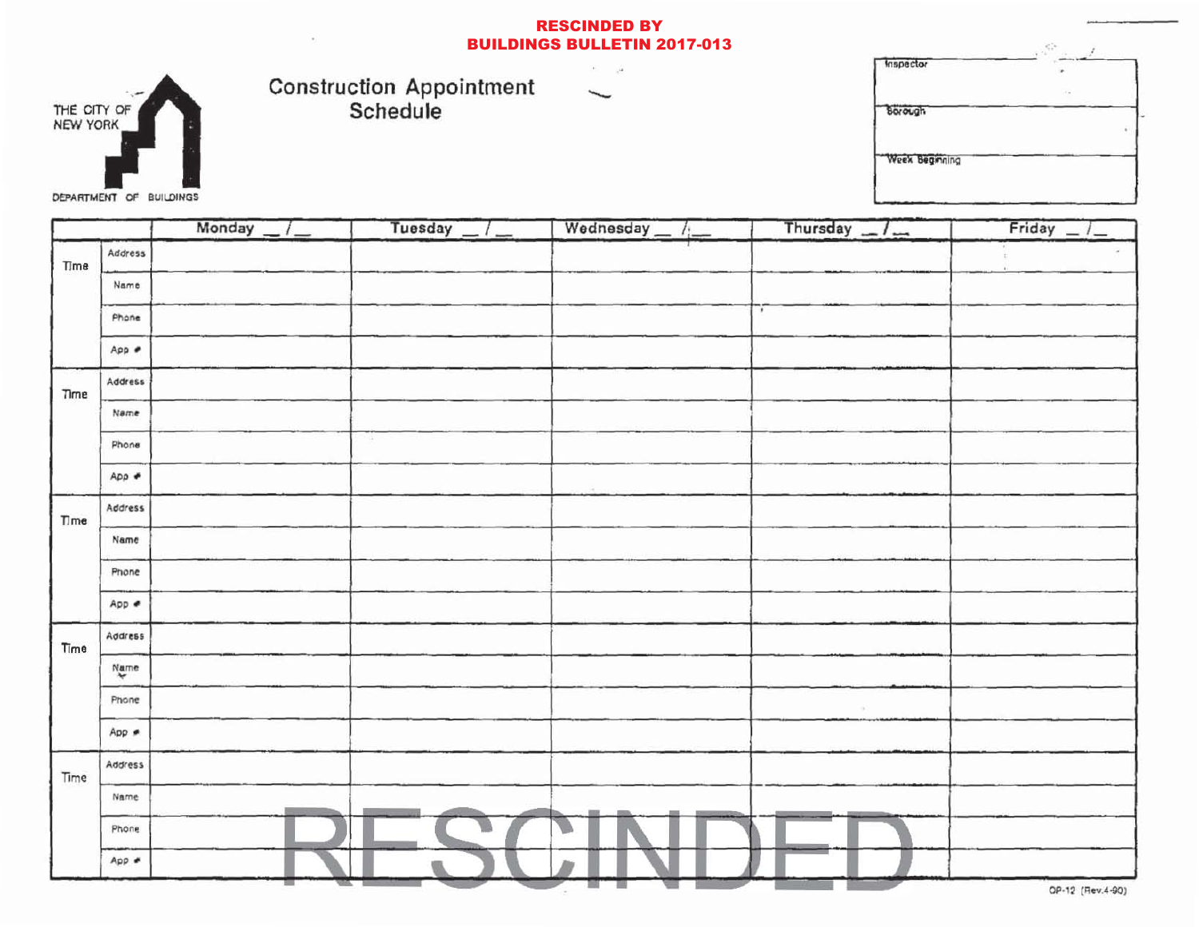**RESCINDED BY**
**BUILDINGS BULLETIN 2017-013**

THE CITY OF NEW YORK

DEPARTMENT OF BUILDINGS

# Construction Appointment Schedule

| |
|---|
| Inspector |
| Borough |
| Week Beginning |

| | | Monday __/__ | Tuesday __/__ | Wednesday __/__ | Thursday __/__ | Friday __/__ |
|---|---|---|---|---|---|---|
| Time | Address | | | | | |
| | Name | | | | | |
| | Phone | | | | | |
| | App # | | | | | |
| Time | Address | | | | | |
| | Name | | | | | |
| | Phone | | | | | |
| | App # | | | | | |
| Time | Address | | | | | |
| | Name | | | | | |
| | Phone | | | | | |
| | App # | | | | | |
| Time | Address | | | | | |
| | Name | | | | | |
| | Phone | | | | | |
| | App # | | | | | |
| Time | Address | | | | | |
| | Name | | | | | |
| | Phone | | | | | |
| | App # | | | | | |

RESCINDED

OP-12 (Rev.4-90)